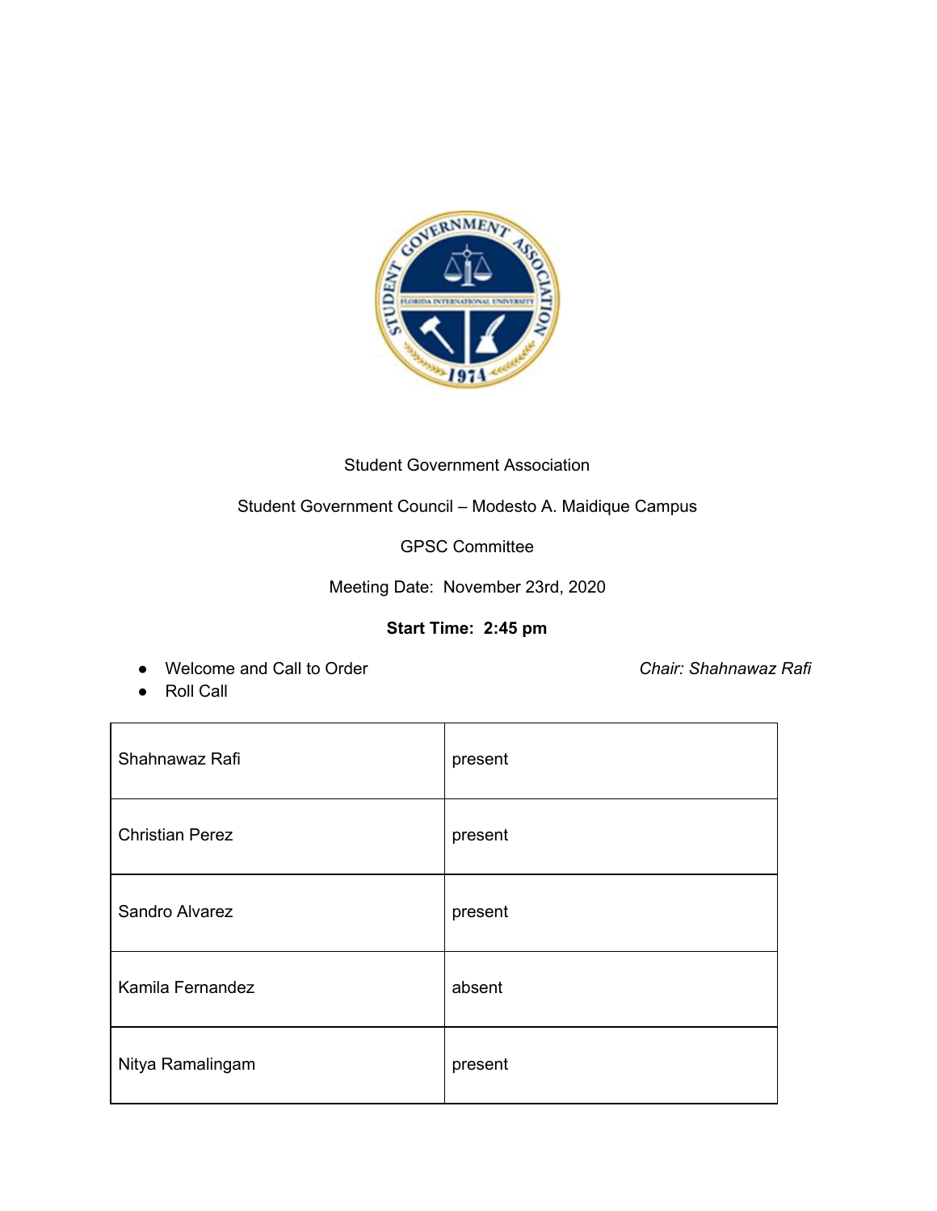Student Government Association

Student Government Council – Modesto A. Maidique Campus

GPSC Committee

Meeting Date: November 23rd, 2020

**Start Time: 2:45 pm**

- Welcome and Call to Order — *Chair: Shahnawaz Rafi*
- Roll Call

| | |
|---|---|
| Shahnawaz Rafi | present |
| Christian Perez | present |
| Sandro Alvarez | present |
| Kamila Fernandez | absent |
| Nitya Ramalingam | present |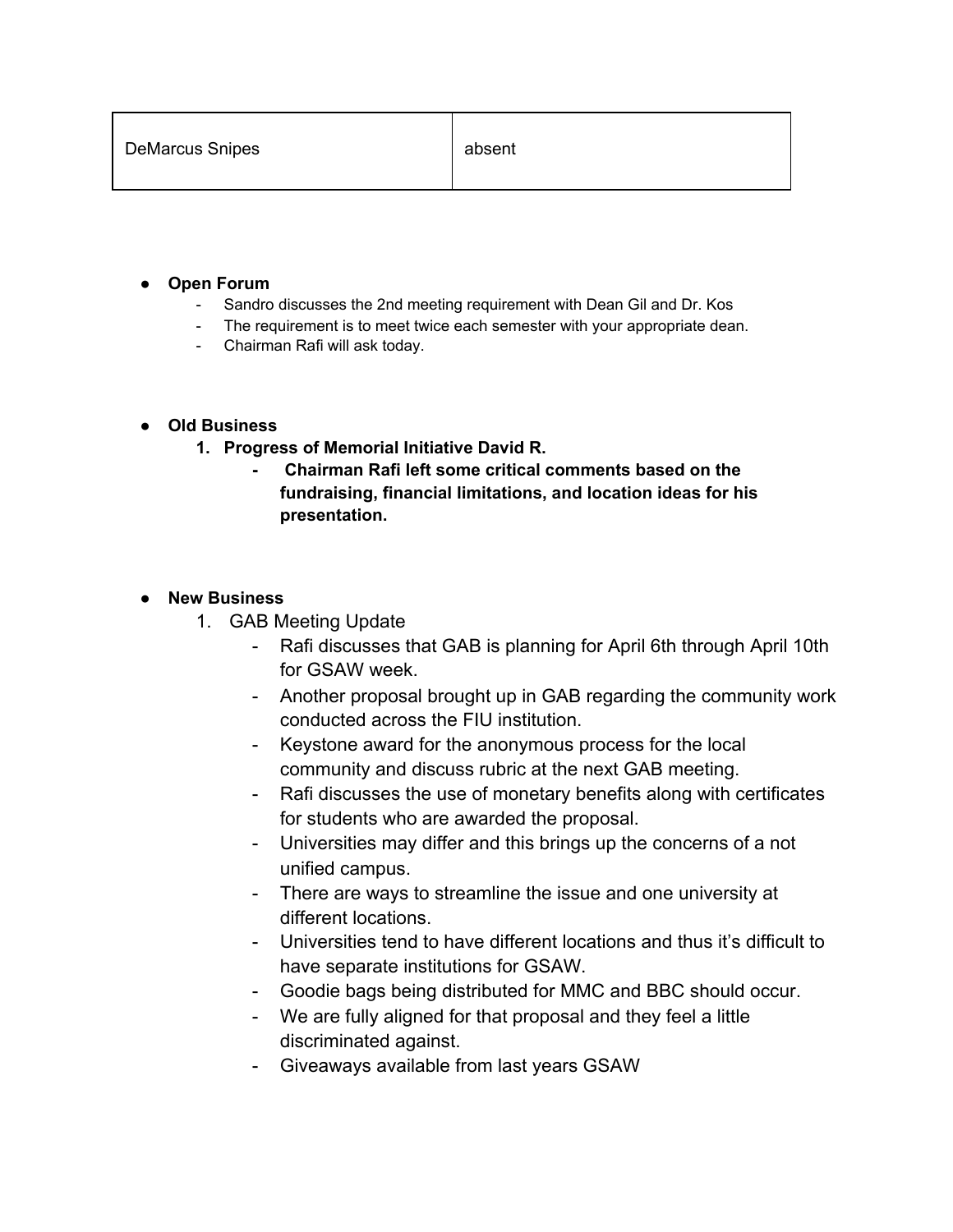| DeMarcus Snipes | absent |
|---|---|

- **Open Forum**
  - Sandro discusses the 2nd meeting requirement with Dean Gil and Dr. Kos
  - The requirement is to meet twice each semester with your appropriate dean.
  - Chairman Rafi will ask today.

- **Old Business**
  1. **Progress of Memorial Initiative David R.**
     - **Chairman Rafi left some critical comments based on the fundraising, financial limitations, and location ideas for his presentation.**

- **New Business**
  1. GAB Meeting Update
     - Rafi discusses that GAB is planning for April 6th through April 10th for GSAW week.
     - Another proposal brought up in GAB regarding the community work conducted across the FIU institution.
     - Keystone award for the anonymous process for the local community and discuss rubric at the next GAB meeting.
     - Rafi discusses the use of monetary benefits along with certificates for students who are awarded the proposal.
     - Universities may differ and this brings up the concerns of a not unified campus.
     - There are ways to streamline the issue and one university at different locations.
     - Universities tend to have different locations and thus it's difficult to have separate institutions for GSAW.
     - Goodie bags being distributed for MMC and BBC should occur.
     - We are fully aligned for that proposal and they feel a little discriminated against.
     - Giveaways available from last years GSAW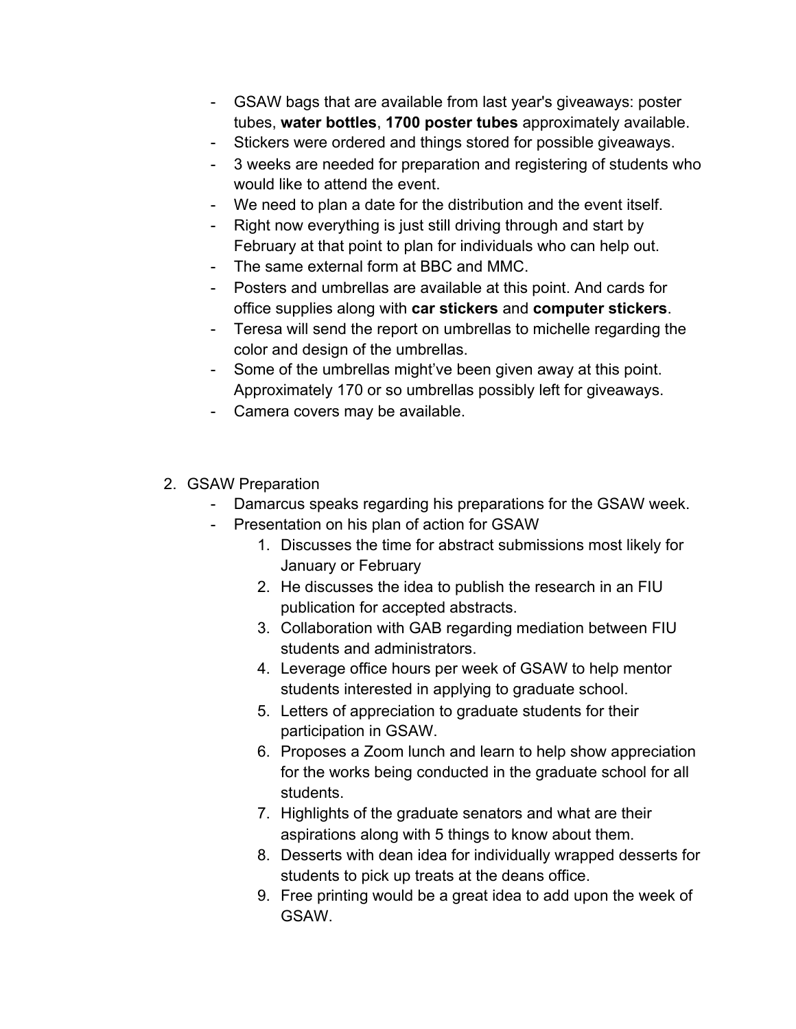- GSAW bags that are available from last year's giveaways: poster tubes, **water bottles**, **1700 poster tubes** approximately available.
- Stickers were ordered and things stored for possible giveaways.
- 3 weeks are needed for preparation and registering of students who would like to attend the event.
- We need to plan a date for the distribution and the event itself.
- Right now everything is just still driving through and start by February at that point to plan for individuals who can help out.
- The same external form at BBC and MMC.
- Posters and umbrellas are available at this point. And cards for office supplies along with **car stickers** and **computer stickers**.
- Teresa will send the report on umbrellas to michelle regarding the color and design of the umbrellas.
- Some of the umbrellas might've been given away at this point. Approximately 170 or so umbrellas possibly left for giveaways.
- Camera covers may be available.

2. GSAW Preparation
   - Damarcus speaks regarding his preparations for the GSAW week.
   - Presentation on his plan of action for GSAW
     1. Discusses the time for abstract submissions most likely for January or February
     2. He discusses the idea to publish the research in an FIU publication for accepted abstracts.
     3. Collaboration with GAB regarding mediation between FIU students and administrators.
     4. Leverage office hours per week of GSAW to help mentor students interested in applying to graduate school.
     5. Letters of appreciation to graduate students for their participation in GSAW.
     6. Proposes a Zoom lunch and learn to help show appreciation for the works being conducted in the graduate school for all students.
     7. Highlights of the graduate senators and what are their aspirations along with 5 things to know about them.
     8. Desserts with dean idea for individually wrapped desserts for students to pick up treats at the deans office.
     9. Free printing would be a great idea to add upon the week of GSAW.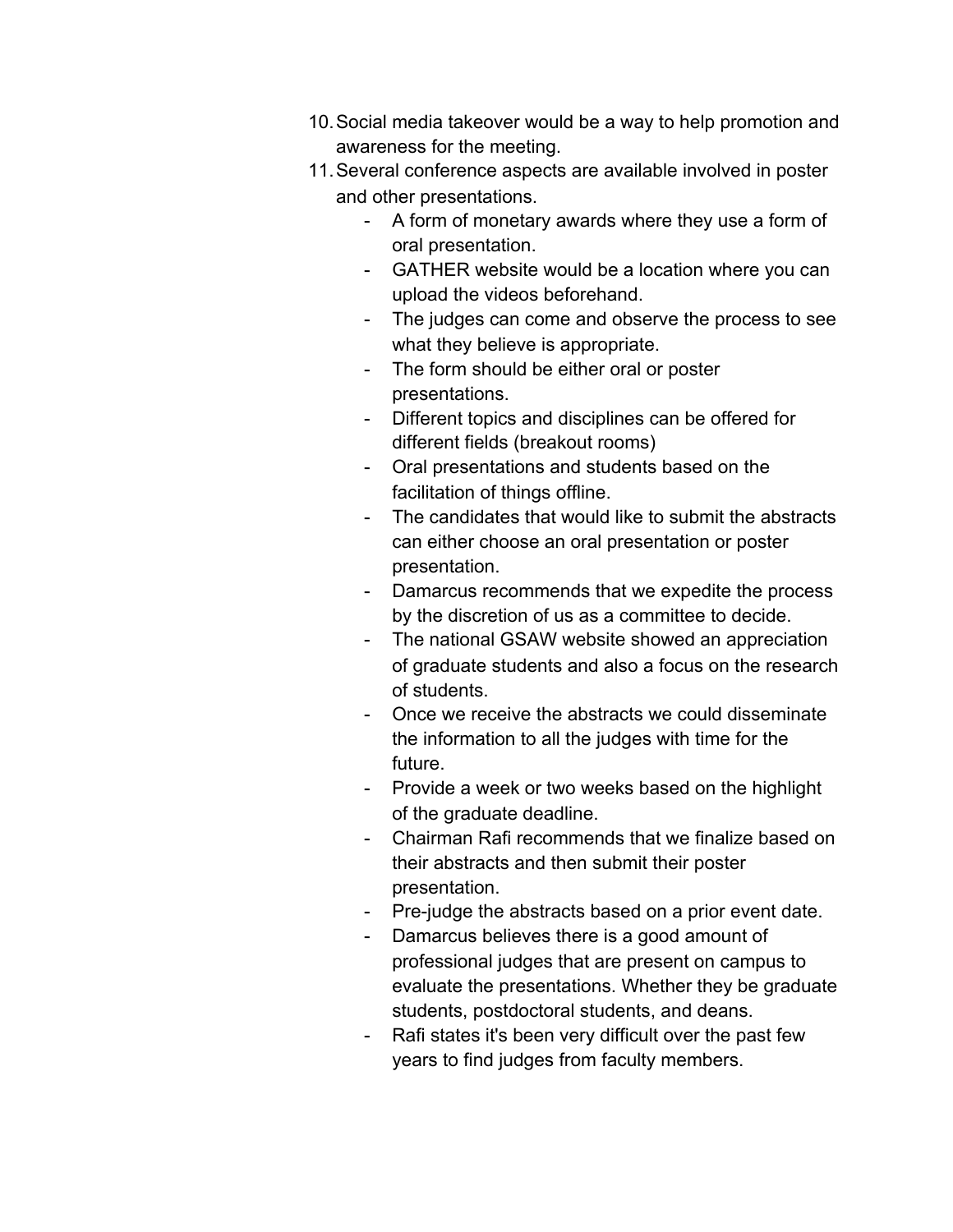10. Social media takeover would be a way to help promotion and awareness for the meeting.
11. Several conference aspects are available involved in poster and other presentations.
    - A form of monetary awards where they use a form of oral presentation.
    - GATHER website would be a location where you can upload the videos beforehand.
    - The judges can come and observe the process to see what they believe is appropriate.
    - The form should be either oral or poster presentations.
    - Different topics and disciplines can be offered for different fields (breakout rooms)
    - Oral presentations and students based on the facilitation of things offline.
    - The candidates that would like to submit the abstracts can either choose an oral presentation or poster presentation.
    - Damarcus recommends that we expedite the process by the discretion of us as a committee to decide.
    - The national GSAW website showed an appreciation of graduate students and also a focus on the research of students.
    - Once we receive the abstracts we could disseminate the information to all the judges with time for the future.
    - Provide a week or two weeks based on the highlight of the graduate deadline.
    - Chairman Rafi recommends that we finalize based on their abstracts and then submit their poster presentation.
    - Pre-judge the abstracts based on a prior event date.
    - Damarcus believes there is a good amount of professional judges that are present on campus to evaluate the presentations. Whether they be graduate students, postdoctoral students, and deans.
    - Rafi states it's been very difficult over the past few years to find judges from faculty members.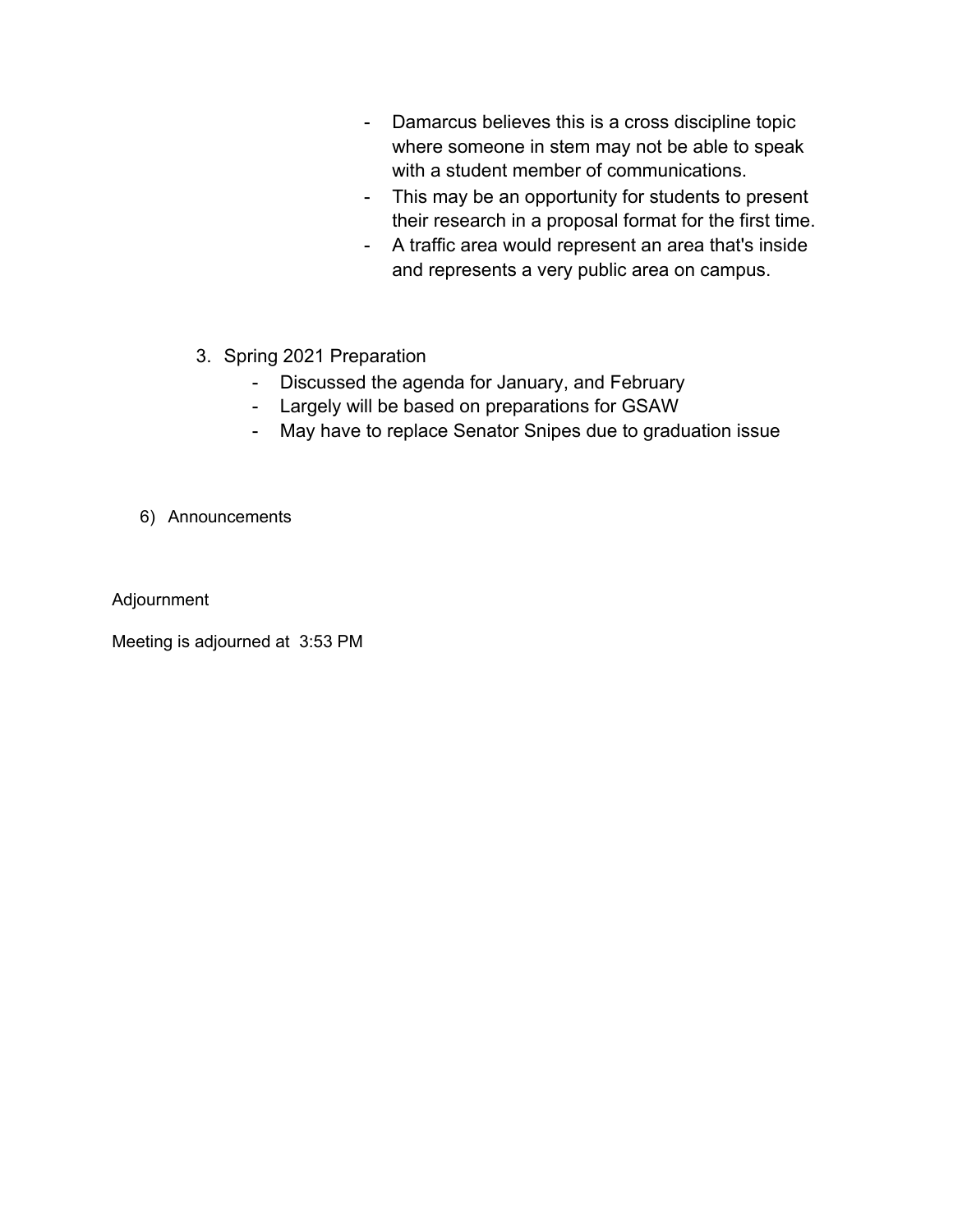- Damarcus believes this is a cross discipline topic where someone in stem may not be able to speak with a student member of communications.
- This may be an opportunity for students to present their research in a proposal format for the first time.
- A traffic area would represent an area that's inside and represents a very public area on campus.

3. Spring 2021 Preparation
   - Discussed the agenda for January, and February
   - Largely will be based on preparations for GSAW
   - May have to replace Senator Snipes due to graduation issue

6) Announcements

Adjournment

Meeting is adjourned at 3:53 PM